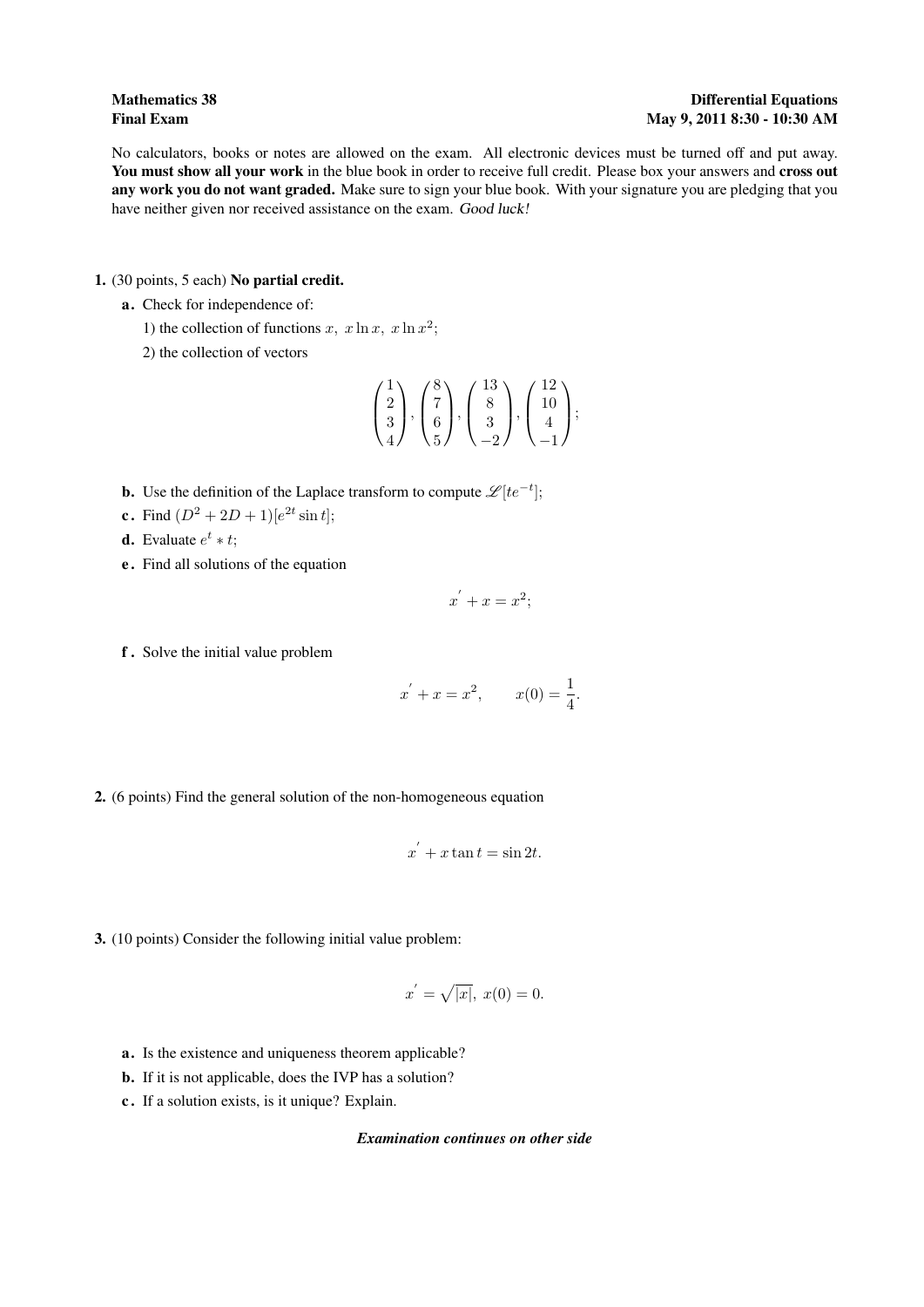**Mathematics 38** **Differential Equations**
**Final Exam** **May 9, 2011 8:30 - 10:30 AM**

No calculators, books or notes are allowed on the exam. All electronic devices must be turned off and put away. **You must show all your work** in the blue book in order to receive full credit. Please box your answers and **cross out any work you do not want graded.** Make sure to sign your blue book. With your signature you are pledging that you have neither given nor received assistance on the exam. *Good luck!*

**1.** (30 points, 5 each) **No partial credit.**

**a.** Check for independence of:

1) the collection of functions $x,\ x\ln x,\ x\ln x^2$;

2) the collection of vectors

$$\begin{pmatrix}1\\2\\3\\4\end{pmatrix}, \begin{pmatrix}8\\7\\6\\5\end{pmatrix}, \begin{pmatrix}13\\8\\3\\-2\end{pmatrix}, \begin{pmatrix}12\\10\\4\\-1\end{pmatrix};$$

**b.** Use the definition of the Laplace transform to compute $\mathscr{L}[te^{-t}]$;

**c.** Find $(D^2 + 2D + 1)[e^{2t}\sin t]$;

**d.** Evaluate $e^t * t$;

**e.** Find all solutions of the equation

$$x' + x = x^2;$$

**f.** Solve the initial value problem

$$x' + x = x^2, \qquad x(0) = \frac{1}{4}.$$

**2.** (6 points) Find the general solution of the non-homogeneous equation

$$x' + x\tan t = \sin 2t.$$

**3.** (10 points) Consider the following initial value problem:

$$x' = \sqrt{|x|},\ x(0) = 0.$$

**a.** Is the existence and uniqueness theorem applicable?

**b.** If it is not applicable, does the IVP has a solution?

**c.** If a solution exists, is it unique? Explain.

***Examination continues on other side***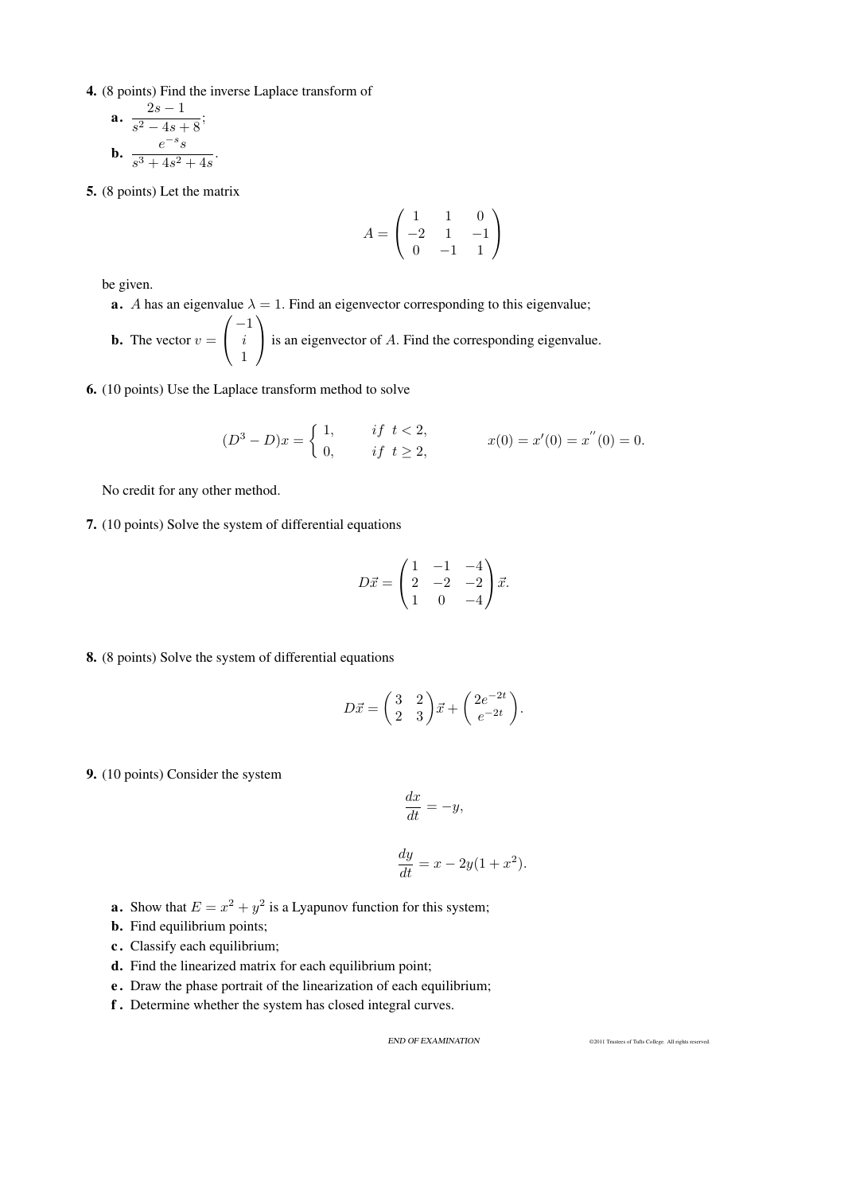**4.** (8 points) Find the inverse Laplace transform of

**a.** $\dfrac{2s-1}{s^2-4s+8}$;

**b.** $\dfrac{e^{-s}s}{s^3+4s^2+4s}$.

**5.** (8 points) Let the matrix

$$A = \begin{pmatrix} 1 & 1 & 0 \\ -2 & 1 & -1 \\ 0 & -1 & 1 \end{pmatrix}$$

be given.

**a.** $A$ has an eigenvalue $\lambda = 1$. Find an eigenvector corresponding to this eigenvalue;

**b.** The vector $v = \begin{pmatrix} -1 \\ i \\ 1 \end{pmatrix}$ is an eigenvector of $A$. Find the corresponding eigenvalue.

**6.** (10 points) Use the Laplace transform method to solve

$$(D^3 - D)x = \begin{cases} 1, & if \;\; t < 2, \\ 0, & if \;\; t \geq 2, \end{cases} \qquad\qquad x(0) = x'(0) = x''(0) = 0.$$

No credit for any other method.

**7.** (10 points) Solve the system of differential equations

$$D\vec{x} = \begin{pmatrix} 1 & -1 & -4 \\ 2 & -2 & -2 \\ 1 & 0 & -4 \end{pmatrix} \vec{x}.$$

**8.** (8 points) Solve the system of differential equations

$$D\vec{x} = \begin{pmatrix} 3 & 2 \\ 2 & 3 \end{pmatrix} \vec{x} + \begin{pmatrix} 2e^{-2t} \\ e^{-2t} \end{pmatrix}.$$

**9.** (10 points) Consider the system

$$\frac{dx}{dt} = -y,$$

$$\frac{dy}{dt} = x - 2y(1 + x^2).$$

**a.** Show that $E = x^2 + y^2$ is a Lyapunov function for this system;

**b.** Find equilibrium points;

**c.** Classify each equilibrium;

**d.** Find the linearized matrix for each equilibrium point;

**e.** Draw the phase portrait of the linearization of each equilibrium;

**f.** Determine whether the system has closed integral curves.

*END OF EXAMINATION*

©2011 Trustees of Tufts College. All rights reserved.